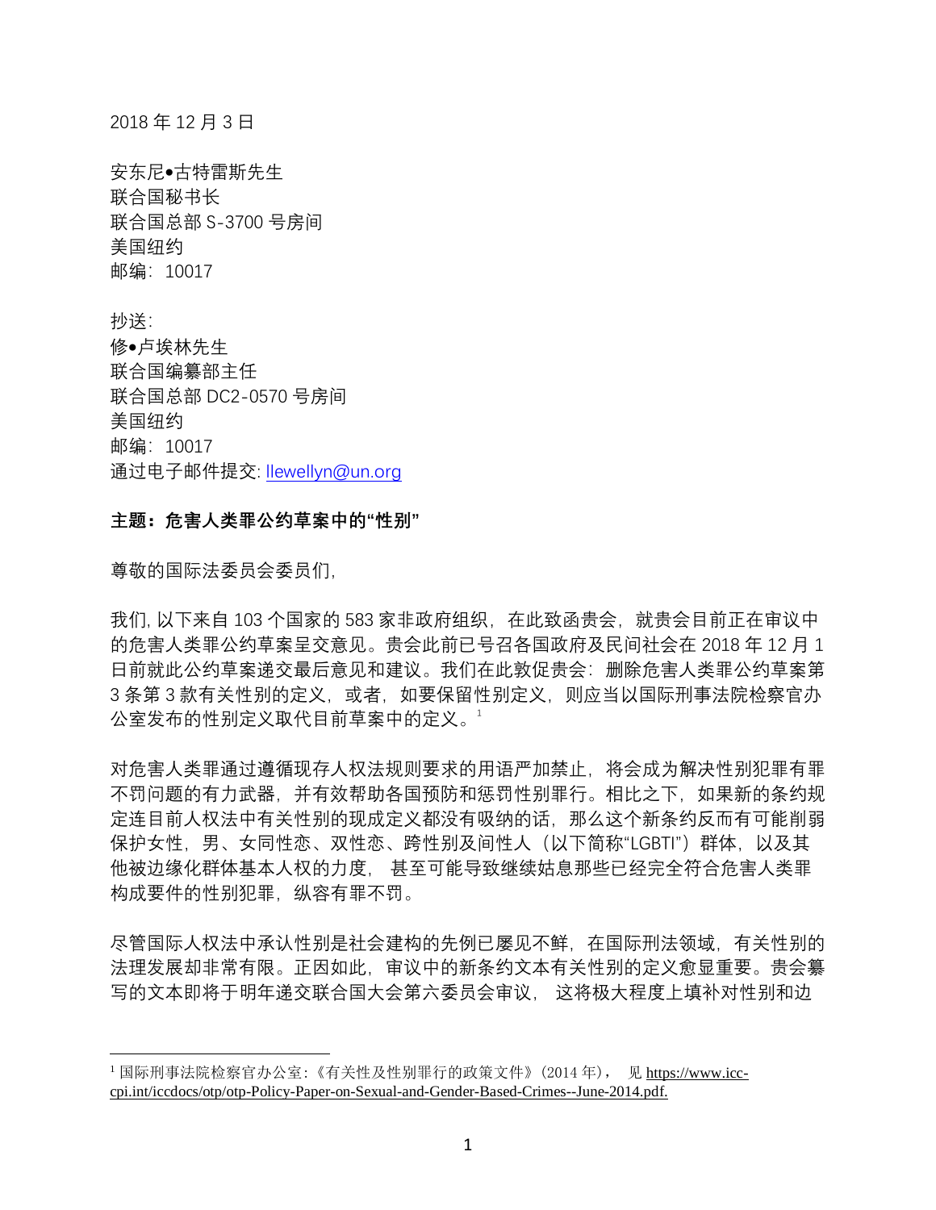2018 年 12 月 3 日

安东尼•古特雷斯先生
联合国秘书长
联合国总部 S-3700 号房间
美国纽约
邮编：10017

抄送：
修•卢埃林先生
联合国编纂部主任
联合国总部 DC2-0570 号房间
美国纽约
邮编：10017
通过电子邮件提交: llewellyn@un.org

**主题：危害人类罪公约草案中的"性别"**

尊敬的国际法委员会委员们，

我们，以下来自 103 个国家的 583 家非政府组织，在此致函贵会，就贵会目前正在审议中的危害人类罪公约草案呈交意见。贵会此前已号召各国政府及民间社会在 2018 年 12 月 1 日前就此公约草案递交最后意见和建议。我们在此敦促贵会：删除危害人类罪公约草案第 3 条第 3 款有关性别的定义，或者，如要保留性别定义，则应当以国际刑事法院检察官办公室发布的性别定义取代目前草案中的定义。[1]

对危害人类罪通过遵循现存人权法规则要求的用语严加禁止，将会成为解决性别犯罪有罪不罚问题的有力武器，并有效帮助各国预防和惩罚性别罪行。相比之下，如果新的条约规定连目前人权法中有关性别的现成定义都没有吸纳的话，那么这个新条约反而有可能削弱保护女性，男、女同性恋、双性恋、跨性别及间性人（以下简称"LGBTI"）群体，以及其他被边缘化群体基本人权的力度，甚至可能导致继续姑息那些已经完全符合危害人类罪构成要件的性别犯罪，纵容有罪不罚。

尽管国际人权法中承认性别是社会建构的先例已屡见不鲜，在国际刑法领域，有关性别的法理发展却非常有限。正因如此，审议中的新条约文本有关性别的定义愈显重要。贵会纂写的文本即将于明年递交联合国大会第六委员会审议，这将极大程度上填补对性别和边

---

[1] 国际刑事法院检察官办公室：《有关性及性别罪行的政策文件》（2014 年），见 https://www.icc-cpi.int/iccdocs/otp/otp-Policy-Paper-on-Sexual-and-Gender-Based-Crimes--June-2014.pdf.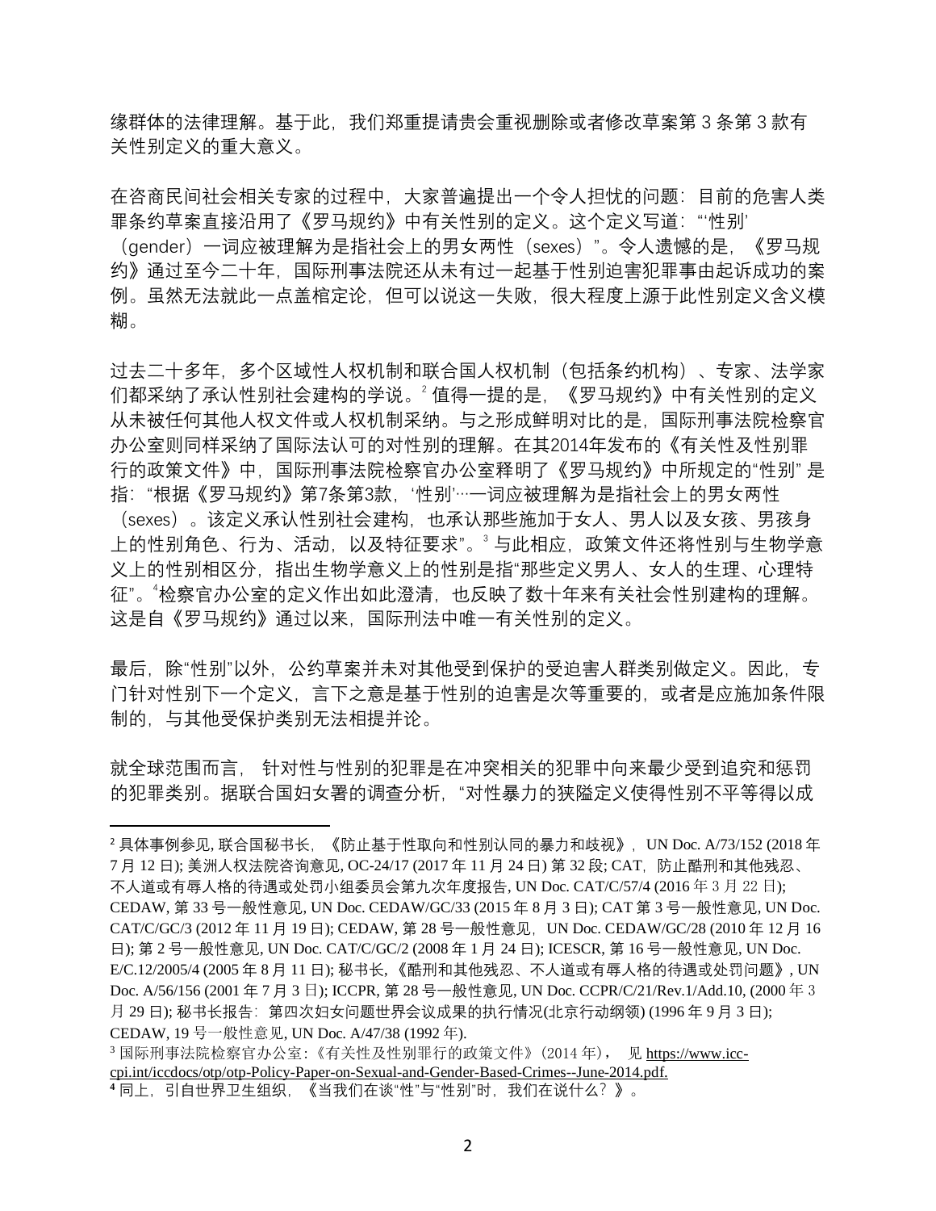缘群体的法律理解。基于此，我们郑重提请贵会重视删除或者修改草案第 3 条第 3 款有关性别定义的重大意义。

在咨商民间社会相关专家的过程中，大家普遍提出一个令人担忧的问题：目前的危害人类罪条约草案直接沿用了《罗马规约》中有关性别的定义。这个定义写道："'性别'（gender）一词应被理解为是指社会上的男女两性（sexes）"。令人遗憾的是，《罗马规约》通过至今二十年，国际刑事法院还从未有过一起基于性别迫害犯罪事由起诉成功的案例。虽然无法就此一点盖棺定论，但可以说这一失败，很大程度上源于此性别定义含义模糊。

过去二十多年，多个区域性人权机制和联合国人权机制（包括条约机构）、专家、法学家们都采纳了承认性别社会建构的学说。[2] 值得一提的是，《罗马规约》中有关性别的定义从未被任何其他人权文件或人权机制采纳。与之形成鲜明对比的是，国际刑事法院检察官办公室则同样采纳了国际法认可的对性别的理解。在其2014年发布的《有关性及性别罪行的政策文件》中，国际刑事法院检察官办公室释明了《罗马规约》中所规定的"性别" 是指："根据《罗马规约》第7条第3款，'性别'…一词应被理解为是指社会上的男女两性（sexes）。该定义承认性别社会建构，也承认那些施加于女人、男人以及女孩、男孩身上的性别角色、行为、活动，以及特征要求"。[3] 与此相应，政策文件还将性别与生物学意义上的性别相区分，指出生物学意义上的性别是指"那些定义男人、女人的生理、心理特征"。[4]检察官办公室的定义作出如此澄清，也反映了数十年来有关社会性别建构的理解。这是自《罗马规约》通过以来，国际刑法中唯一有关性别的定义。

最后，除"性别"以外，公约草案并未对其他受到保护的受迫害人群类别做定义。因此，专门针对性别下一个定义，言下之意是基于性别的迫害是次等重要的，或者是应施加条件限制的，与其他受保护类别无法相提并论。

就全球范围而言， 针对性与性别的犯罪是在冲突相关的犯罪中向来最少受到追究和惩罚的犯罪类别。据联合国妇女署的调查分析，"对性暴力的狭隘定义使得性别不平等得以成

---

[2] 具体事例参见, 联合国秘书长，《防止基于性取向和性别认同的暴力和歧视》，UN Doc. A/73/152 (2018 年 7 月 12 日); 美洲人权法院咨询意见, OC-24/17 (2017 年 11 月 24 日) 第 32 段; CAT，防止酷刑和其他残忍、不人道或有辱人格的待遇或处罚小组委员会第九次年度报告, UN Doc. CAT/C/57/4 (2016 年 3 月 22 日); CEDAW, 第 33 号一般性意见, UN Doc. CEDAW/GC/33 (2015 年 8 月 3 日); CAT 第 3 号一般性意见, UN Doc. CAT/C/GC/3 (2012 年 11 月 19 日); CEDAW, 第 28 号一般性意见，UN Doc. CEDAW/GC/28 (2010 年 12 月 16 日); 第 2 号一般性意见, UN Doc. CAT/C/GC/2 (2008 年 1 月 24 日); ICESCR, 第 16 号一般性意见, UN Doc. E/C.12/2005/4 (2005 年 8 月 11 日); 秘书长,《酷刑和其他残忍、不人道或有辱人格的待遇或处罚问题》, UN Doc. A/56/156 (2001 年 7 月 3 日); ICCPR, 第 28 号一般性意见, UN Doc. CCPR/C/21/Rev.1/Add.10, (2000 年 3 月 29 日); 秘书长报告：第四次妇女问题世界会议成果的执行情况(北京行动纲领) (1996 年 9 月 3 日); CEDAW, 19 号一般性意见, UN Doc. A/47/38 (1992 年).

[3] 国际刑事法院检察官办公室:《有关性及性别罪行的政策文件》(2014 年)， 见 https://www.icc-cpi.int/iccdocs/otp/otp-Policy-Paper-on-Sexual-and-Gender-Based-Crimes--June-2014.pdf.

[4] 同上，引自世界卫生组织，《当我们在谈"性"与"性别"时，我们在说什么？》。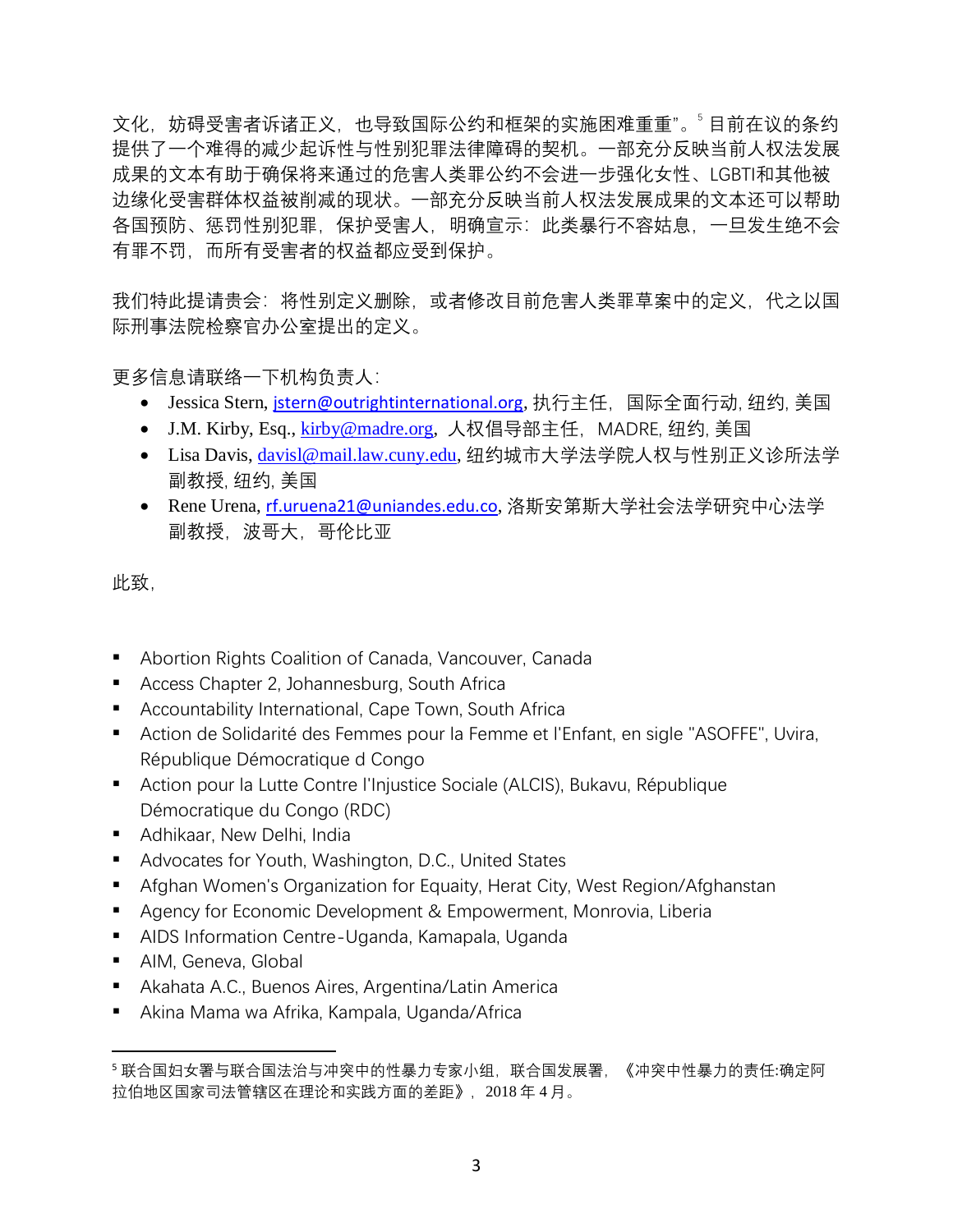文化，妨碍受害者诉诸正义，也导致国际公约和框架的实施困难重重"。[5] 目前在议的条约提供了一个难得的减少起诉性与性别犯罪法律障碍的契机。一部充分反映当前人权法发展成果的文本有助于确保将来通过的危害人类罪公约不会进一步强化女性、LGBTI和其他被边缘化受害群体权益被削减的现状。一部充分反映当前人权法发展成果的文本还可以帮助各国预防、惩罚性别犯罪，保护受害人，明确宣示：此类暴行不容姑息，一旦发生绝不会有罪不罚，而所有受害者的权益都应受到保护。

我们特此提请贵会：将性别定义删除，或者修改目前危害人类罪草案中的定义，代之以国际刑事法院检察官办公室提出的定义。

更多信息请联络一下机构负责人：

- Jessica Stern, jstern@outrightinternational.org, 执行主任，国际全面行动, 纽约, 美国
- J.M. Kirby, Esq., kirby@madre.org，人权倡导部主任，MADRE, 纽约, 美国
- Lisa Davis, davisl@mail.law.cuny.edu, 纽约城市大学法学院人权与性别正义诊所法学副教授, 纽约, 美国
- Rene Urena, rf.uruena21@uniandes.edu.co, 洛斯安第斯大学社会法学研究中心法学副教授，波哥大，哥伦比亚

此致，

- Abortion Rights Coalition of Canada, Vancouver, Canada
- Access Chapter 2, Johannesburg, South Africa
- Accountability International, Cape Town, South Africa
- Action de Solidarité des Femmes pour la Femme et l'Enfant, en sigle "ASOFFE", Uvira, République Démocratique d Congo
- Action pour la Lutte Contre l'Injustice Sociale (ALCIS), Bukavu, République Démocratique du Congo (RDC)
- Adhikaar, New Delhi, India
- Advocates for Youth, Washington, D.C., United States
- Afghan Women's Organization for Equaity, Herat City, West Region/Afghanstan
- Agency for Economic Development & Empowerment, Monrovia, Liberia
- AIDS Information Centre-Uganda, Kamapala, Uganda
- AIM, Geneva, Global
- Akahata A.C., Buenos Aires, Argentina/Latin America
- Akina Mama wa Afrika, Kampala, Uganda/Africa

---

[5] 联合国妇女署与联合国法治与冲突中的性暴力专家小组，联合国发展署，《冲突中性暴力的责任:确定阿拉伯地区国家司法管辖区在理论和实践方面的差距》，2018 年 4 月。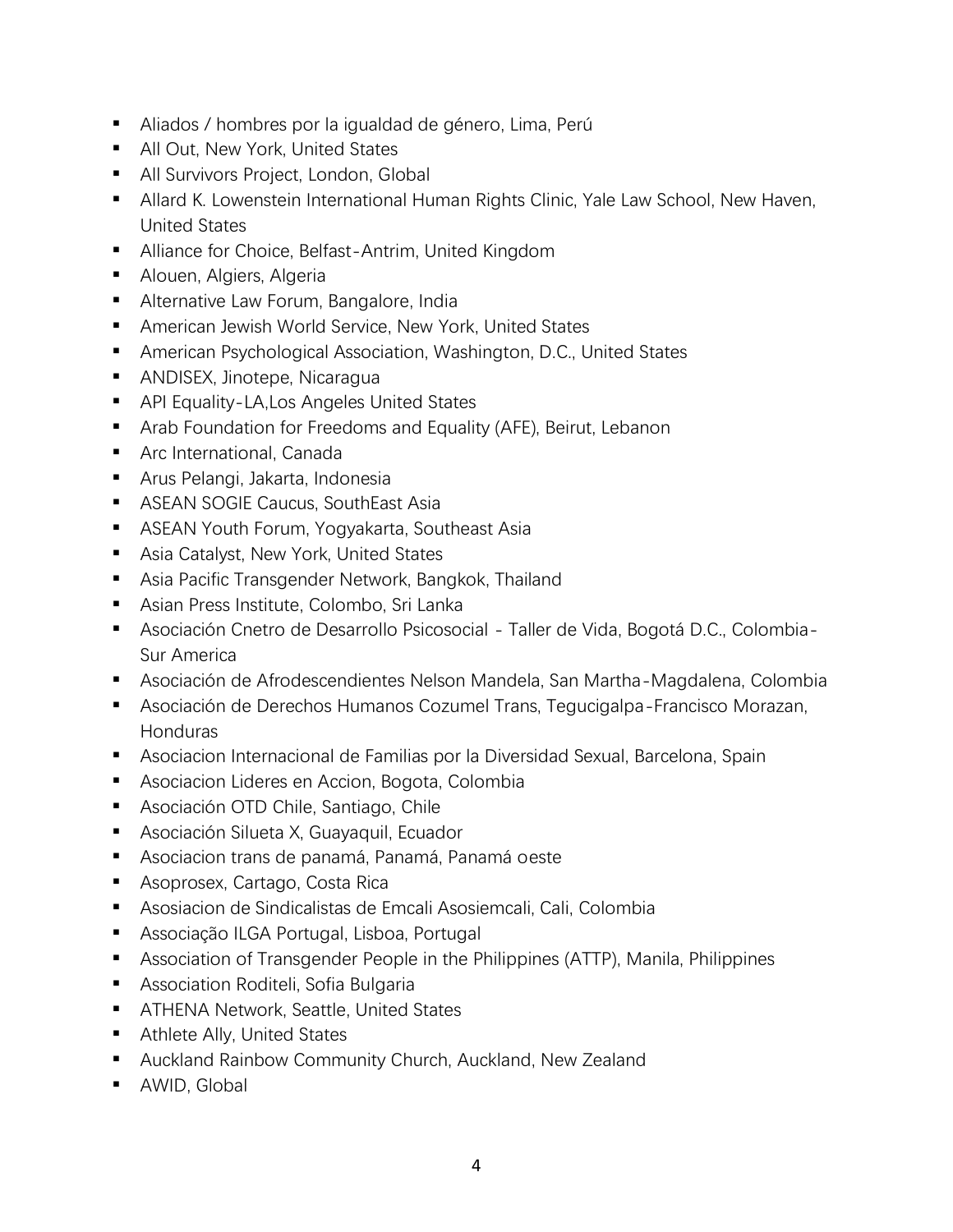- Aliados / hombres por la igualdad de género, Lima, Perú
- All Out, New York, United States
- All Survivors Project, London, Global
- Allard K. Lowenstein International Human Rights Clinic, Yale Law School, New Haven, United States
- Alliance for Choice, Belfast-Antrim, United Kingdom
- Alouen, Algiers, Algeria
- Alternative Law Forum, Bangalore, India
- American Jewish World Service, New York, United States
- American Psychological Association, Washington, D.C., United States
- ANDISEX, Jinotepe, Nicaragua
- API Equality-LA,Los Angeles United States
- Arab Foundation for Freedoms and Equality (AFE), Beirut, Lebanon
- Arc International, Canada
- Arus Pelangi, Jakarta, Indonesia
- ASEAN SOGIE Caucus, SouthEast Asia
- ASEAN Youth Forum, Yogyakarta, Southeast Asia
- Asia Catalyst, New York, United States
- Asia Pacific Transgender Network, Bangkok, Thailand
- Asian Press Institute, Colombo, Sri Lanka
- Asociación Cnetro de Desarrollo Psicosocial - Taller de Vida, Bogotá D.C., Colombia-Sur America
- Asociación de Afrodescendientes Nelson Mandela, San Martha-Magdalena, Colombia
- Asociación de Derechos Humanos Cozumel Trans, Tegucigalpa-Francisco Morazan, Honduras
- Asociacion Internacional de Familias por la Diversidad Sexual, Barcelona, Spain
- Asociacion Lideres en Accion, Bogota, Colombia
- Asociación OTD Chile, Santiago, Chile
- Asociación Silueta X, Guayaquil, Ecuador
- Asociacion trans de panamá, Panamá, Panamá oeste
- Asoprosex, Cartago, Costa Rica
- Asosiacion de Sindicalistas de Emcali Asosiemcali, Cali, Colombia
- Associação ILGA Portugal, Lisboa, Portugal
- Association of Transgender People in the Philippines (ATTP), Manila, Philippines
- Association Roditeli, Sofia Bulgaria
- ATHENA Network, Seattle, United States
- Athlete Ally, United States
- Auckland Rainbow Community Church, Auckland, New Zealand
- AWID, Global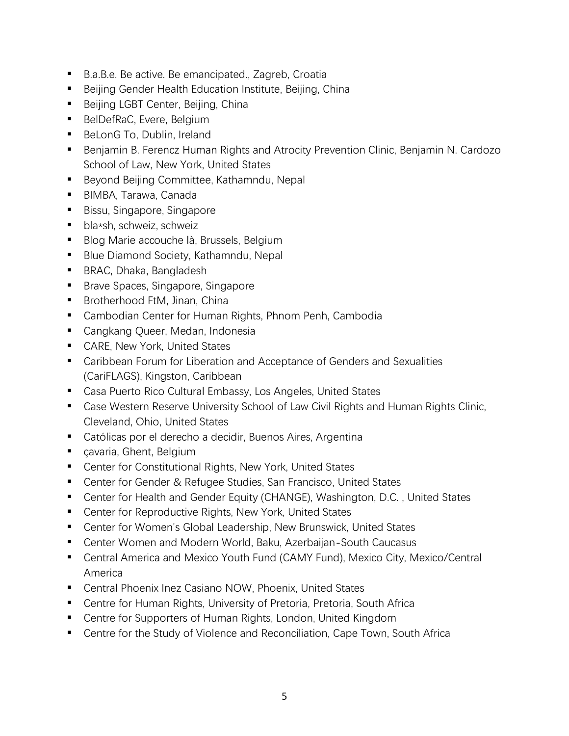- B.a.B.e. Be active. Be emancipated., Zagreb, Croatia
- Beijing Gender Health Education Institute, Beijing, China
- Beijing LGBT Center, Beijing, China
- BelDefRaC, Evere, Belgium
- BeLonG To, Dublin, Ireland
- Benjamin B. Ferencz Human Rights and Atrocity Prevention Clinic, Benjamin N. Cardozo School of Law, New York, United States
- Beyond Beijing Committee, Kathamndu, Nepal
- BIMBA, Tarawa, Canada
- Bissu, Singapore, Singapore
- bla*sh, schweiz, schweiz
- Blog Marie accouche là, Brussels, Belgium
- Blue Diamond Society, Kathamndu, Nepal
- BRAC, Dhaka, Bangladesh
- Brave Spaces, Singapore, Singapore
- Brotherhood FtM, Jinan, China
- Cambodian Center for Human Rights, Phnom Penh, Cambodia
- Cangkang Queer, Medan, Indonesia
- CARE, New York, United States
- Caribbean Forum for Liberation and Acceptance of Genders and Sexualities (CariFLAGS), Kingston, Caribbean
- Casa Puerto Rico Cultural Embassy, Los Angeles, United States
- Case Western Reserve University School of Law Civil Rights and Human Rights Clinic, Cleveland, Ohio, United States
- Católicas por el derecho a decidir, Buenos Aires, Argentina
- çavaria, Ghent, Belgium
- Center for Constitutional Rights, New York, United States
- Center for Gender & Refugee Studies, San Francisco, United States
- Center for Health and Gender Equity (CHANGE), Washington, D.C. , United States
- Center for Reproductive Rights, New York, United States
- Center for Women's Global Leadership, New Brunswick, United States
- Center Women and Modern World, Baku, Azerbaijan-South Caucasus
- Central America and Mexico Youth Fund (CAMY Fund), Mexico City, Mexico/Central America
- Central Phoenix Inez Casiano NOW, Phoenix, United States
- Centre for Human Rights, University of Pretoria, Pretoria, South Africa
- Centre for Supporters of Human Rights, London, United Kingdom
- Centre for the Study of Violence and Reconciliation, Cape Town, South Africa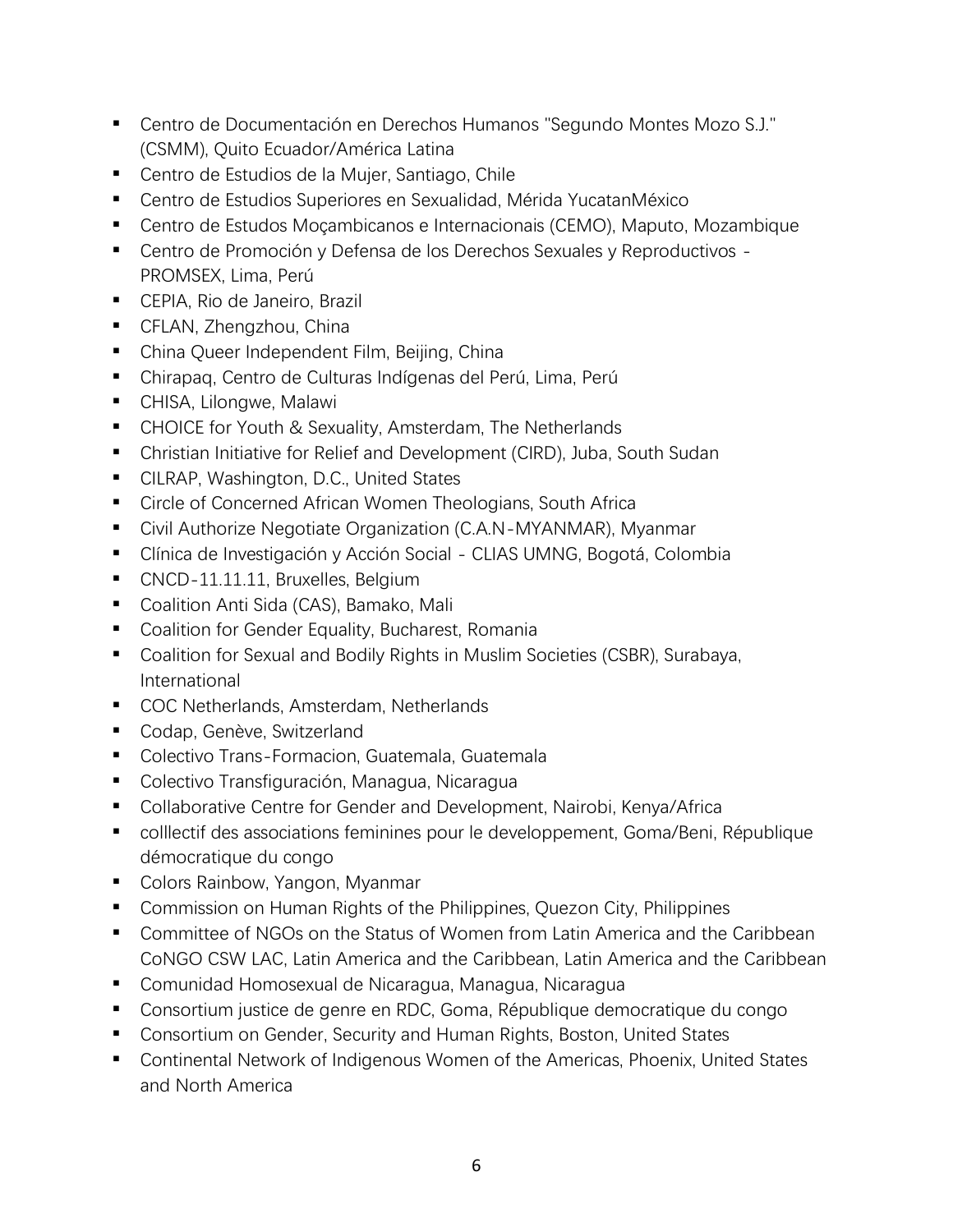- Centro de Documentación en Derechos Humanos "Segundo Montes Mozo S.J." (CSMM), Quito Ecuador/América Latina
- Centro de Estudios de la Mujer, Santiago, Chile
- Centro de Estudios Superiores en Sexualidad, Mérida YucatanMéxico
- Centro de Estudos Moçambicanos e Internacionais (CEMO), Maputo, Mozambique
- Centro de Promoción y Defensa de los Derechos Sexuales y Reproductivos - PROMSEX, Lima, Perú
- CEPIA, Rio de Janeiro, Brazil
- CFLAN, Zhengzhou, China
- China Queer Independent Film, Beijing, China
- Chirapaq, Centro de Culturas Indígenas del Perú, Lima, Perú
- CHISA, Lilongwe, Malawi
- CHOICE for Youth & Sexuality, Amsterdam, The Netherlands
- Christian Initiative for Relief and Development (CIRD), Juba, South Sudan
- CILRAP, Washington, D.C., United States
- Circle of Concerned African Women Theologians, South Africa
- Civil Authorize Negotiate Organization (C.A.N-MYANMAR), Myanmar
- Clínica de Investigación y Acción Social - CLIAS UMNG, Bogotá, Colombia
- CNCD-11.11.11, Bruxelles, Belgium
- Coalition Anti Sida (CAS), Bamako, Mali
- Coalition for Gender Equality, Bucharest, Romania
- Coalition for Sexual and Bodily Rights in Muslim Societies (CSBR), Surabaya, International
- COC Netherlands, Amsterdam, Netherlands
- Codap, Genève, Switzerland
- Colectivo Trans-Formacion, Guatemala, Guatemala
- Colectivo Transfiguración, Managua, Nicaragua
- Collaborative Centre for Gender and Development, Nairobi, Kenya/Africa
- colllectif des associations feminines pour le developpement, Goma/Beni, République démocratique du congo
- Colors Rainbow, Yangon, Myanmar
- Commission on Human Rights of the Philippines, Quezon City, Philippines
- Committee of NGOs on the Status of Women from Latin America and the Caribbean CoNGO CSW LAC, Latin America and the Caribbean, Latin America and the Caribbean
- Comunidad Homosexual de Nicaragua, Managua, Nicaragua
- Consortium justice de genre en RDC, Goma, République democratique du congo
- Consortium on Gender, Security and Human Rights, Boston, United States
- Continental Network of Indigenous Women of the Americas, Phoenix, United States and North America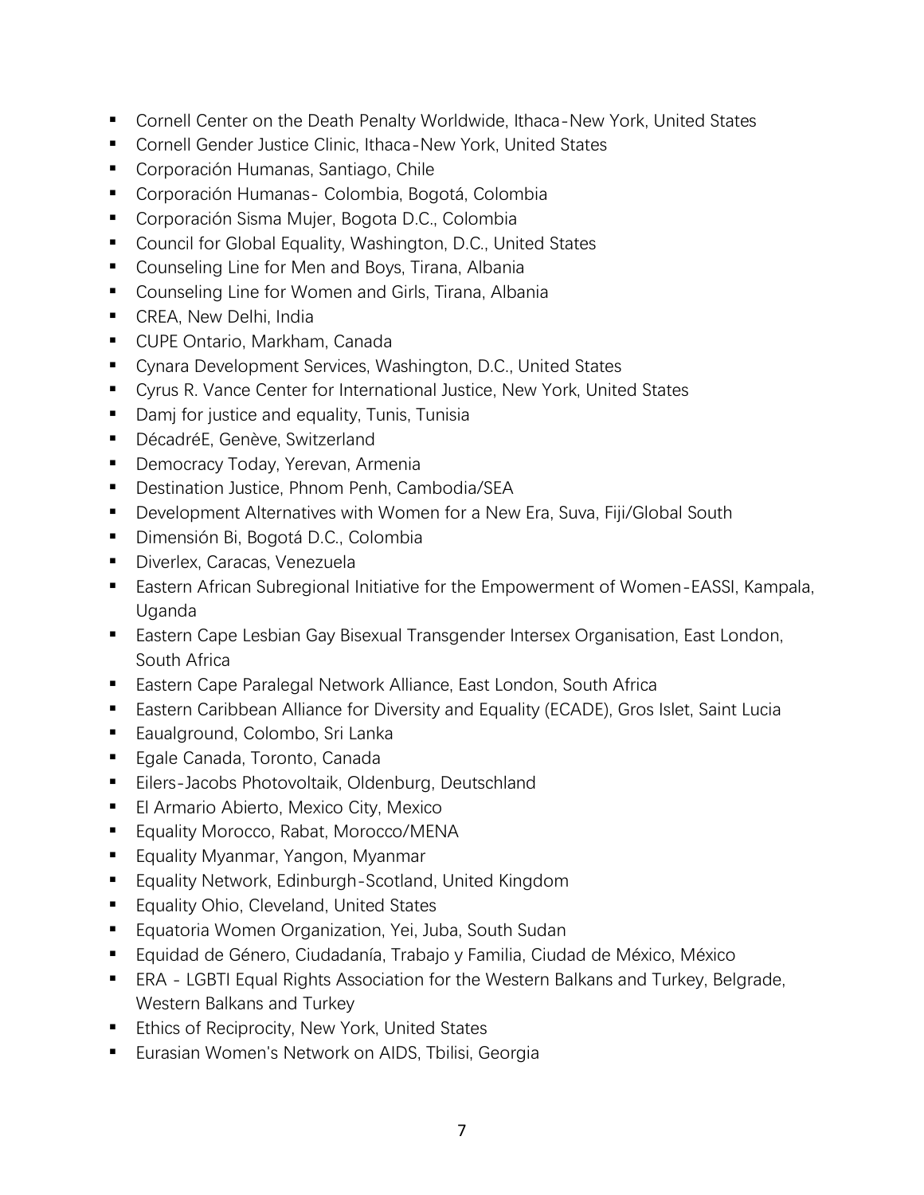- Cornell Center on the Death Penalty Worldwide, Ithaca-New York, United States
- Cornell Gender Justice Clinic, Ithaca-New York, United States
- Corporación Humanas, Santiago, Chile
- Corporación Humanas- Colombia, Bogotá, Colombia
- Corporación Sisma Mujer, Bogota D.C., Colombia
- Council for Global Equality, Washington, D.C., United States
- Counseling Line for Men and Boys, Tirana, Albania
- Counseling Line for Women and Girls, Tirana, Albania
- CREA, New Delhi, India
- CUPE Ontario, Markham, Canada
- Cynara Development Services, Washington, D.C., United States
- Cyrus R. Vance Center for International Justice, New York, United States
- Damj for justice and equality, Tunis, Tunisia
- DécadréE, Genève, Switzerland
- Democracy Today, Yerevan, Armenia
- Destination Justice, Phnom Penh, Cambodia/SEA
- Development Alternatives with Women for a New Era, Suva, Fiji/Global South
- Dimensión Bi, Bogotá D.C., Colombia
- Diverlex, Caracas, Venezuela
- Eastern African Subregional Initiative for the Empowerment of Women-EASSI, Kampala, Uganda
- Eastern Cape Lesbian Gay Bisexual Transgender Intersex Organisation, East London, South Africa
- Eastern Cape Paralegal Network Alliance, East London, South Africa
- Eastern Caribbean Alliance for Diversity and Equality (ECADE), Gros Islet, Saint Lucia
- Eaualground, Colombo, Sri Lanka
- Egale Canada, Toronto, Canada
- Eilers-Jacobs Photovoltaik, Oldenburg, Deutschland
- El Armario Abierto, Mexico City, Mexico
- Equality Morocco, Rabat, Morocco/MENA
- Equality Myanmar, Yangon, Myanmar
- Equality Network, Edinburgh-Scotland, United Kingdom
- Equality Ohio, Cleveland, United States
- Equatoria Women Organization, Yei, Juba, South Sudan
- Equidad de Género, Ciudadanía, Trabajo y Familia, Ciudad de México, México
- ERA - LGBTI Equal Rights Association for the Western Balkans and Turkey, Belgrade, Western Balkans and Turkey
- Ethics of Reciprocity, New York, United States
- Eurasian Women's Network on AIDS, Tbilisi, Georgia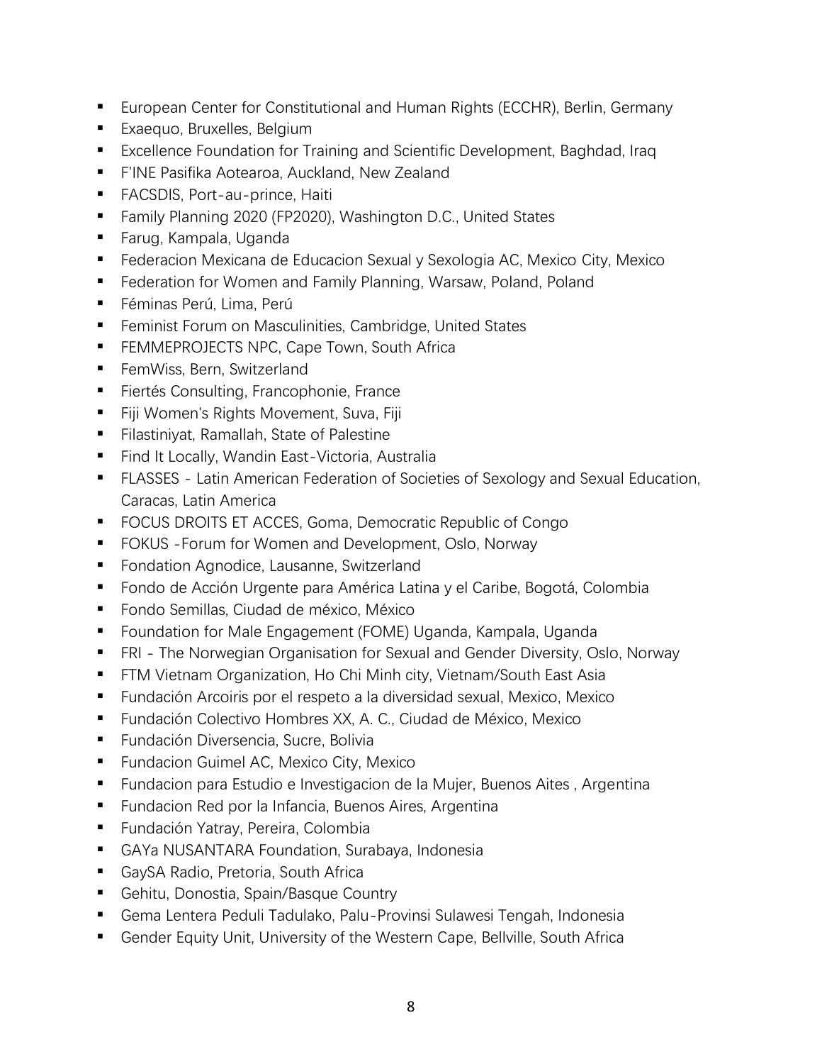- European Center for Constitutional and Human Rights (ECCHR), Berlin, Germany
- Exaequo, Bruxelles, Belgium
- Excellence Foundation for Training and Scientific Development, Baghdad, Iraq
- F'INE Pasifika Aotearoa, Auckland, New Zealand
- FACSDIS, Port-au-prince, Haiti
- Family Planning 2020 (FP2020), Washington D.C., United States
- Farug, Kampala, Uganda
- Federacion Mexicana de Educacion Sexual y Sexologia AC, Mexico City, Mexico
- Federation for Women and Family Planning, Warsaw, Poland, Poland
- Féminas Perú, Lima, Perú
- Feminist Forum on Masculinities, Cambridge, United States
- FEMMEPROJECTS NPC, Cape Town, South Africa
- FemWiss, Bern, Switzerland
- Fiertés Consulting, Francophonie, France
- Fiji Women's Rights Movement, Suva, Fiji
- Filastiniyat, Ramallah, State of Palestine
- Find It Locally, Wandin East-Victoria, Australia
- FLASSES - Latin American Federation of Societies of Sexology and Sexual Education, Caracas, Latin America
- FOCUS DROITS ET ACCES, Goma, Democratic Republic of Congo
- FOKUS -Forum for Women and Development, Oslo, Norway
- Fondation Agnodice, Lausanne, Switzerland
- Fondo de Acción Urgente para América Latina y el Caribe, Bogotá, Colombia
- Fondo Semillas, Ciudad de méxico, México
- Foundation for Male Engagement (FOME) Uganda, Kampala, Uganda
- FRI - The Norwegian Organisation for Sexual and Gender Diversity, Oslo, Norway
- FTM Vietnam Organization, Ho Chi Minh city, Vietnam/South East Asia
- Fundación Arcoiris por el respeto a la diversidad sexual, Mexico, Mexico
- Fundación Colectivo Hombres XX, A. C., Ciudad de México, Mexico
- Fundación Diversencia, Sucre, Bolivia
- Fundacion Guimel AC, Mexico City, Mexico
- Fundacion para Estudio e Investigacion de la Mujer, Buenos Aites , Argentina
- Fundacion Red por la Infancia, Buenos Aires, Argentina
- Fundación Yatray, Pereira, Colombia
- GAYa NUSANTARA Foundation, Surabaya, Indonesia
- GaySA Radio, Pretoria, South Africa
- Gehitu, Donostia, Spain/Basque Country
- Gema Lentera Peduli Tadulako, Palu-Provinsi Sulawesi Tengah, Indonesia
- Gender Equity Unit, University of the Western Cape, Bellville, South Africa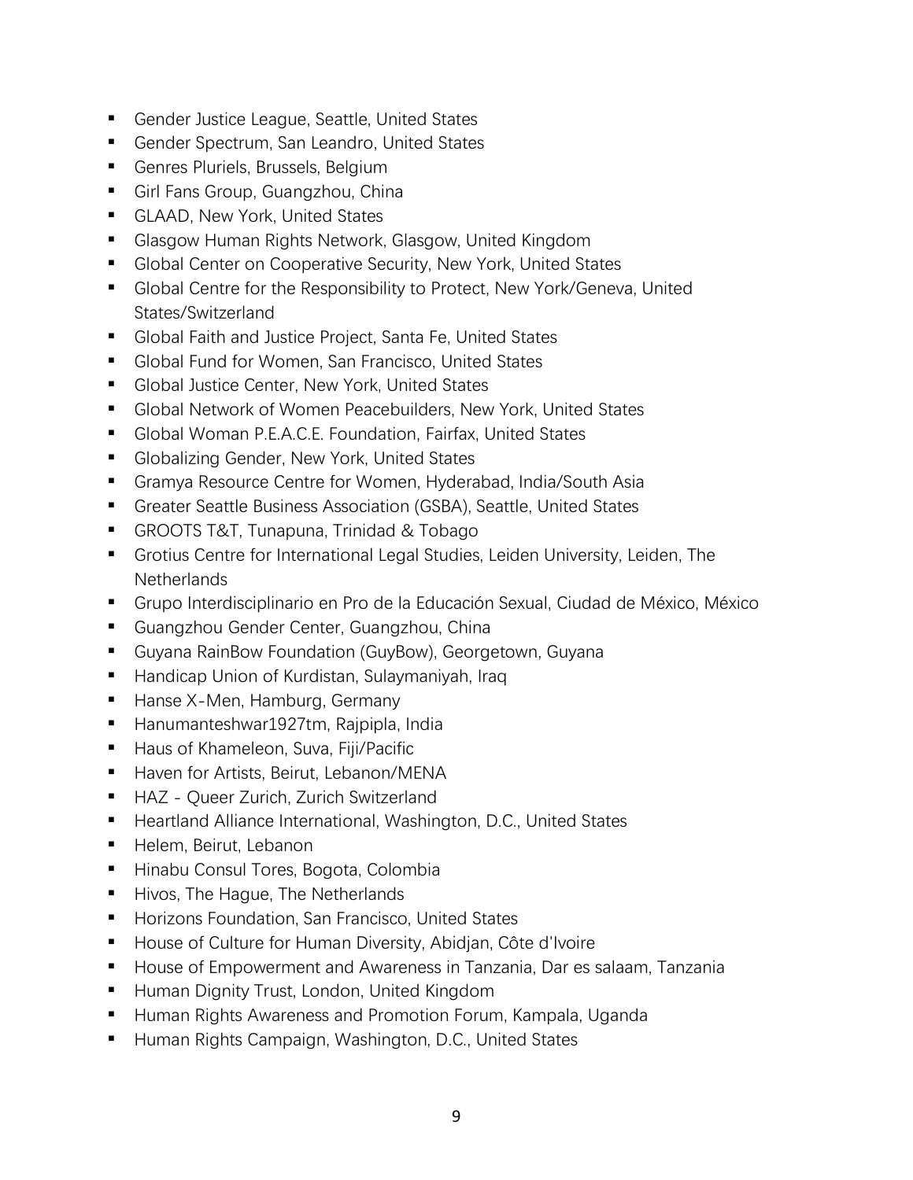- Gender Justice League, Seattle, United States
- Gender Spectrum, San Leandro, United States
- Genres Pluriels, Brussels, Belgium
- Girl Fans Group, Guangzhou, China
- GLAAD, New York, United States
- Glasgow Human Rights Network, Glasgow, United Kingdom
- Global Center on Cooperative Security, New York, United States
- Global Centre for the Responsibility to Protect, New York/Geneva, United States/Switzerland
- Global Faith and Justice Project, Santa Fe, United States
- Global Fund for Women, San Francisco, United States
- Global Justice Center, New York, United States
- Global Network of Women Peacebuilders, New York, United States
- Global Woman P.E.A.C.E. Foundation, Fairfax, United States
- Globalizing Gender, New York, United States
- Gramya Resource Centre for Women, Hyderabad, India/South Asia
- Greater Seattle Business Association (GSBA), Seattle, United States
- GROOTS T&T, Tunapuna, Trinidad & Tobago
- Grotius Centre for International Legal Studies, Leiden University, Leiden, The Netherlands
- Grupo Interdisciplinario en Pro de la Educación Sexual, Ciudad de México, México
- Guangzhou Gender Center, Guangzhou, China
- Guyana RainBow Foundation (GuyBow), Georgetown, Guyana
- Handicap Union of Kurdistan, Sulaymaniyah, Iraq
- Hanse X-Men, Hamburg, Germany
- Hanumanteshwar1927tm, Rajpipla, India
- Haus of Khameleon, Suva, Fiji/Pacific
- Haven for Artists, Beirut, Lebanon/MENA
- HAZ - Queer Zurich, Zurich Switzerland
- Heartland Alliance International, Washington, D.C., United States
- Helem, Beirut, Lebanon
- Hinabu Consul Tores, Bogota, Colombia
- Hivos, The Hague, The Netherlands
- Horizons Foundation, San Francisco, United States
- House of Culture for Human Diversity, Abidjan, Côte d'Ivoire
- House of Empowerment and Awareness in Tanzania, Dar es salaam, Tanzania
- Human Dignity Trust, London, United Kingdom
- Human Rights Awareness and Promotion Forum, Kampala, Uganda
- Human Rights Campaign, Washington, D.C., United States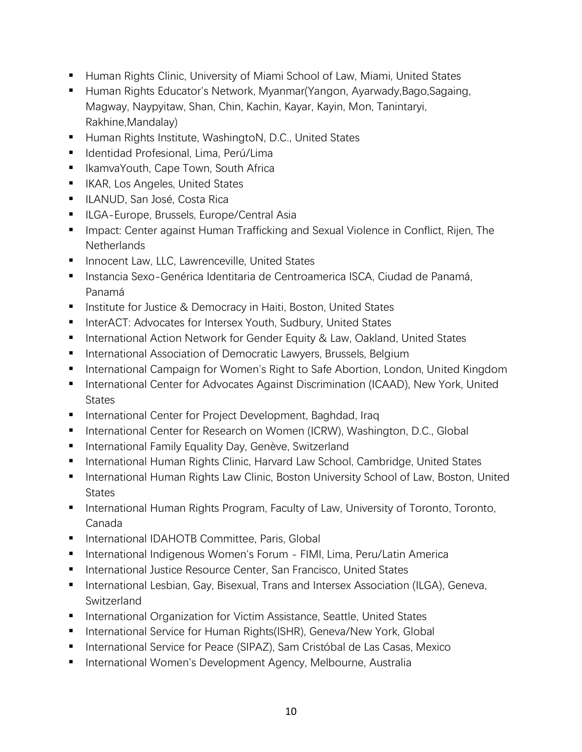- Human Rights Clinic, University of Miami School of Law, Miami, United States
- Human Rights Educator's Network, Myanmar(Yangon, Ayarwady,Bago,Sagaing, Magway, Naypyitaw, Shan, Chin, Kachin, Kayar, Kayin, Mon, Tanintaryi, Rakhine,Mandalay)
- Human Rights Institute, WashingtoN, D.C., United States
- Identidad Profesional, Lima, Perú/Lima
- IkamvaYouth, Cape Town, South Africa
- IKAR, Los Angeles, United States
- ILANUD, San José, Costa Rica
- ILGA-Europe, Brussels, Europe/Central Asia
- Impact: Center against Human Trafficking and Sexual Violence in Conflict, Rijen, The Netherlands
- Innocent Law, LLC, Lawrenceville, United States
- Instancia Sexo-Genérica Identitaria de Centroamerica ISCA, Ciudad de Panamá, Panamá
- Institute for Justice & Democracy in Haiti, Boston, United States
- InterACT: Advocates for Intersex Youth, Sudbury, United States
- International Action Network for Gender Equity & Law, Oakland, United States
- International Association of Democratic Lawyers, Brussels, Belgium
- International Campaign for Women's Right to Safe Abortion, London, United Kingdom
- International Center for Advocates Against Discrimination (ICAAD), New York, United States
- International Center for Project Development, Baghdad, Iraq
- International Center for Research on Women (ICRW), Washington, D.C., Global
- International Family Equality Day, Genève, Switzerland
- International Human Rights Clinic, Harvard Law School, Cambridge, United States
- International Human Rights Law Clinic, Boston University School of Law, Boston, United States
- International Human Rights Program, Faculty of Law, University of Toronto, Toronto, Canada
- International IDAHOTB Committee, Paris, Global
- International Indigenous Women's Forum - FIMI, Lima, Peru/Latin America
- International Justice Resource Center, San Francisco, United States
- International Lesbian, Gay, Bisexual, Trans and Intersex Association (ILGA), Geneva, Switzerland
- International Organization for Victim Assistance, Seattle, United States
- International Service for Human Rights(ISHR), Geneva/New York, Global
- International Service for Peace (SIPAZ), Sam Cristóbal de Las Casas, Mexico
- International Women's Development Agency, Melbourne, Australia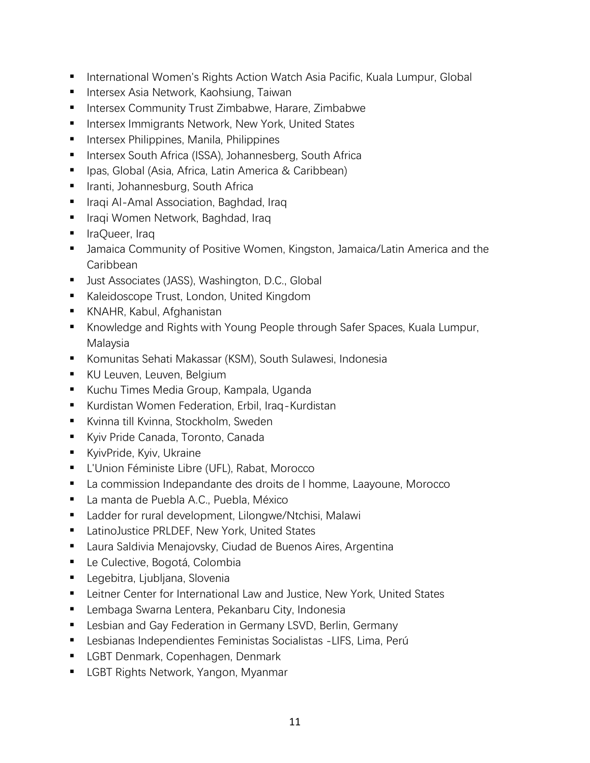- International Women's Rights Action Watch Asia Pacific, Kuala Lumpur, Global
- Intersex Asia Network, Kaohsiung, Taiwan
- Intersex Community Trust Zimbabwe, Harare, Zimbabwe
- Intersex Immigrants Network, New York, United States
- Intersex Philippines, Manila, Philippines
- Intersex South Africa (ISSA), Johannesberg, South Africa
- Ipas, Global (Asia, Africa, Latin America & Caribbean)
- Iranti, Johannesburg, South Africa
- Iraqi Al-Amal Association, Baghdad, Iraq
- Iraqi Women Network, Baghdad, Iraq
- IraQueer, Iraq
- Jamaica Community of Positive Women, Kingston, Jamaica/Latin America and the Caribbean
- Just Associates (JASS), Washington, D.C., Global
- Kaleidoscope Trust, London, United Kingdom
- KNAHR, Kabul, Afghanistan
- Knowledge and Rights with Young People through Safer Spaces, Kuala Lumpur, Malaysia
- Komunitas Sehati Makassar (KSM), South Sulawesi, Indonesia
- KU Leuven, Leuven, Belgium
- Kuchu Times Media Group, Kampala, Uganda
- Kurdistan Women Federation, Erbil, Iraq-Kurdistan
- Kvinna till Kvinna, Stockholm, Sweden
- Kyiv Pride Canada, Toronto, Canada
- KyivPride, Kyiv, Ukraine
- L'Union Féministe Libre (UFL), Rabat, Morocco
- La commission Indepandante des droits de l homme, Laayoune, Morocco
- La manta de Puebla A.C., Puebla, México
- Ladder for rural development, Lilongwe/Ntchisi, Malawi
- LatinoJustice PRLDEF, New York, United States
- Laura Saldivia Menajovsky, Ciudad de Buenos Aires, Argentina
- Le Culective, Bogotá, Colombia
- Legebitra, Ljubljana, Slovenia
- Leitner Center for International Law and Justice, New York, United States
- Lembaga Swarna Lentera, Pekanbaru City, Indonesia
- Lesbian and Gay Federation in Germany LSVD, Berlin, Germany
- Lesbianas Independientes Feministas Socialistas -LIFS, Lima, Perú
- LGBT Denmark, Copenhagen, Denmark
- LGBT Rights Network, Yangon, Myanmar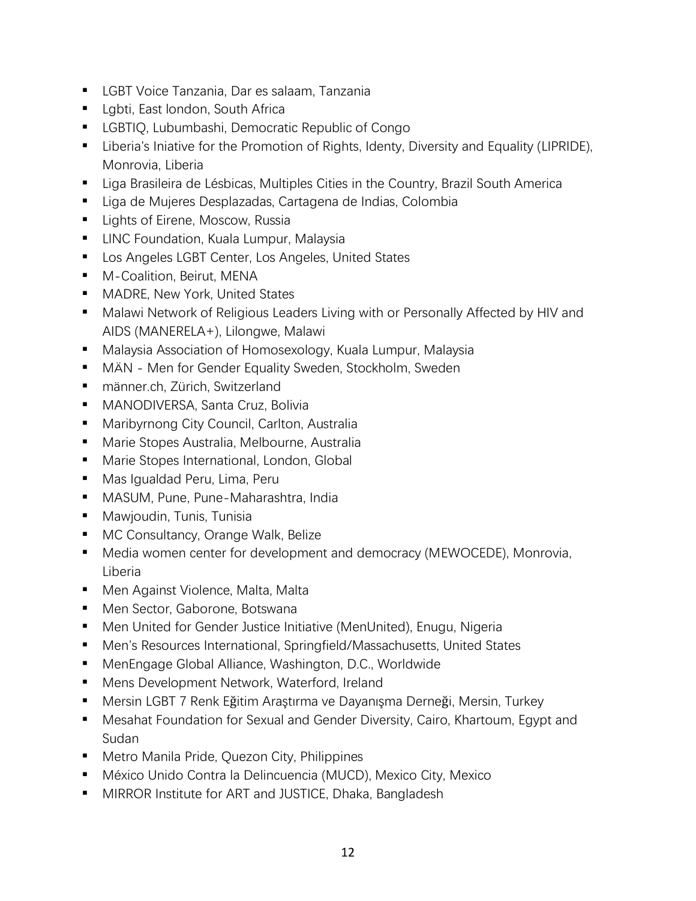- LGBT Voice Tanzania, Dar es salaam, Tanzania
- Lgbti, East london, South Africa
- LGBTIQ, Lubumbashi, Democratic Republic of Congo
- Liberia's Iniative for the Promotion of Rights, Identy, Diversity and Equality (LIPRIDE), Monrovia, Liberia
- Liga Brasileira de Lésbicas, Multiples Cities in the Country, Brazil South America
- Liga de Mujeres Desplazadas, Cartagena de Indias, Colombia
- Lights of Eirene, Moscow, Russia
- LINC Foundation, Kuala Lumpur, Malaysia
- Los Angeles LGBT Center, Los Angeles, United States
- M-Coalition, Beirut, MENA
- MADRE, New York, United States
- Malawi Network of Religious Leaders Living with or Personally Affected by HIV and AIDS (MANERELA+), Lilongwe, Malawi
- Malaysia Association of Homosexology, Kuala Lumpur, Malaysia
- MÄN - Men for Gender Equality Sweden, Stockholm, Sweden
- männer.ch, Zürich, Switzerland
- MANODIVERSA, Santa Cruz, Bolivia
- Maribyrnong City Council, Carlton, Australia
- Marie Stopes Australia, Melbourne, Australia
- Marie Stopes International, London, Global
- Mas Igualdad Peru, Lima, Peru
- MASUM, Pune, Pune-Maharashtra, India
- Mawjoudin, Tunis, Tunisia
- MC Consultancy, Orange Walk, Belize
- Media women center for development and democracy (MEWOCEDE), Monrovia, Liberia
- Men Against Violence, Malta, Malta
- Men Sector, Gaborone, Botswana
- Men United for Gender Justice Initiative (MenUnited), Enugu, Nigeria
- Men's Resources International, Springfield/Massachusetts, United States
- MenEngage Global Alliance, Washington, D.C., Worldwide
- Mens Development Network, Waterford, Ireland
- Mersin LGBT 7 Renk Eğitim Araştırma ve Dayanışma Derneği, Mersin, Turkey
- Mesahat Foundation for Sexual and Gender Diversity, Cairo, Khartoum, Egypt and Sudan
- Metro Manila Pride, Quezon City, Philippines
- México Unido Contra la Delincuencia (MUCD), Mexico City, Mexico
- MIRROR Institute for ART and JUSTICE, Dhaka, Bangladesh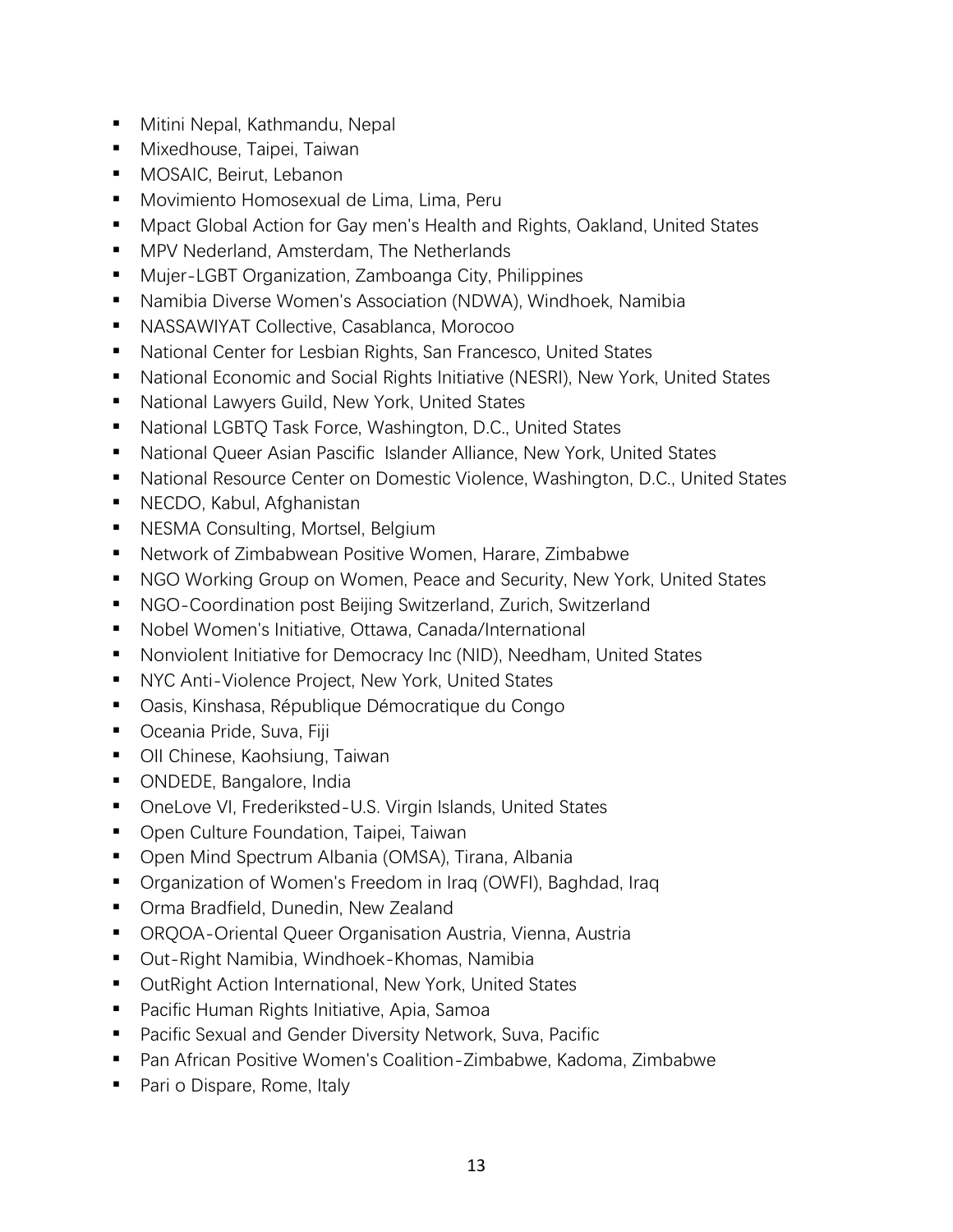- Mitini Nepal, Kathmandu, Nepal
- Mixedhouse, Taipei, Taiwan
- MOSAIC, Beirut, Lebanon
- Movimiento Homosexual de Lima, Lima, Peru
- Mpact Global Action for Gay men's Health and Rights, Oakland, United States
- MPV Nederland, Amsterdam, The Netherlands
- Mujer-LGBT Organization, Zamboanga City, Philippines
- Namibia Diverse Women's Association (NDWA), Windhoek, Namibia
- NASSAWIYAT Collective, Casablanca, Morocoo
- National Center for Lesbian Rights, San Francesco, United States
- National Economic and Social Rights Initiative (NESRI), New York, United States
- National Lawyers Guild, New York, United States
- National LGBTQ Task Force, Washington, D.C., United States
- National Queer Asian Pascific Islander Alliance, New York, United States
- National Resource Center on Domestic Violence, Washington, D.C., United States
- NECDO, Kabul, Afghanistan
- NESMA Consulting, Mortsel, Belgium
- Network of Zimbabwean Positive Women, Harare, Zimbabwe
- NGO Working Group on Women, Peace and Security, New York, United States
- NGO-Coordination post Beijing Switzerland, Zurich, Switzerland
- Nobel Women's Initiative, Ottawa, Canada/International
- Nonviolent Initiative for Democracy Inc (NID), Needham, United States
- NYC Anti-Violence Project, New York, United States
- Oasis, Kinshasa, République Démocratique du Congo
- Oceania Pride, Suva, Fiji
- OII Chinese, Kaohsiung, Taiwan
- ONDEDE, Bangalore, India
- OneLove VI, Frederiksted-U.S. Virgin Islands, United States
- Open Culture Foundation, Taipei, Taiwan
- Open Mind Spectrum Albania (OMSA), Tirana, Albania
- Organization of Women's Freedom in Iraq (OWFI), Baghdad, Iraq
- Orma Bradfield, Dunedin, New Zealand
- ORQOA-Oriental Queer Organisation Austria, Vienna, Austria
- Out-Right Namibia, Windhoek-Khomas, Namibia
- OutRight Action International, New York, United States
- Pacific Human Rights Initiative, Apia, Samoa
- Pacific Sexual and Gender Diversity Network, Suva, Pacific
- Pan African Positive Women's Coalition-Zimbabwe, Kadoma, Zimbabwe
- Pari o Dispare, Rome, Italy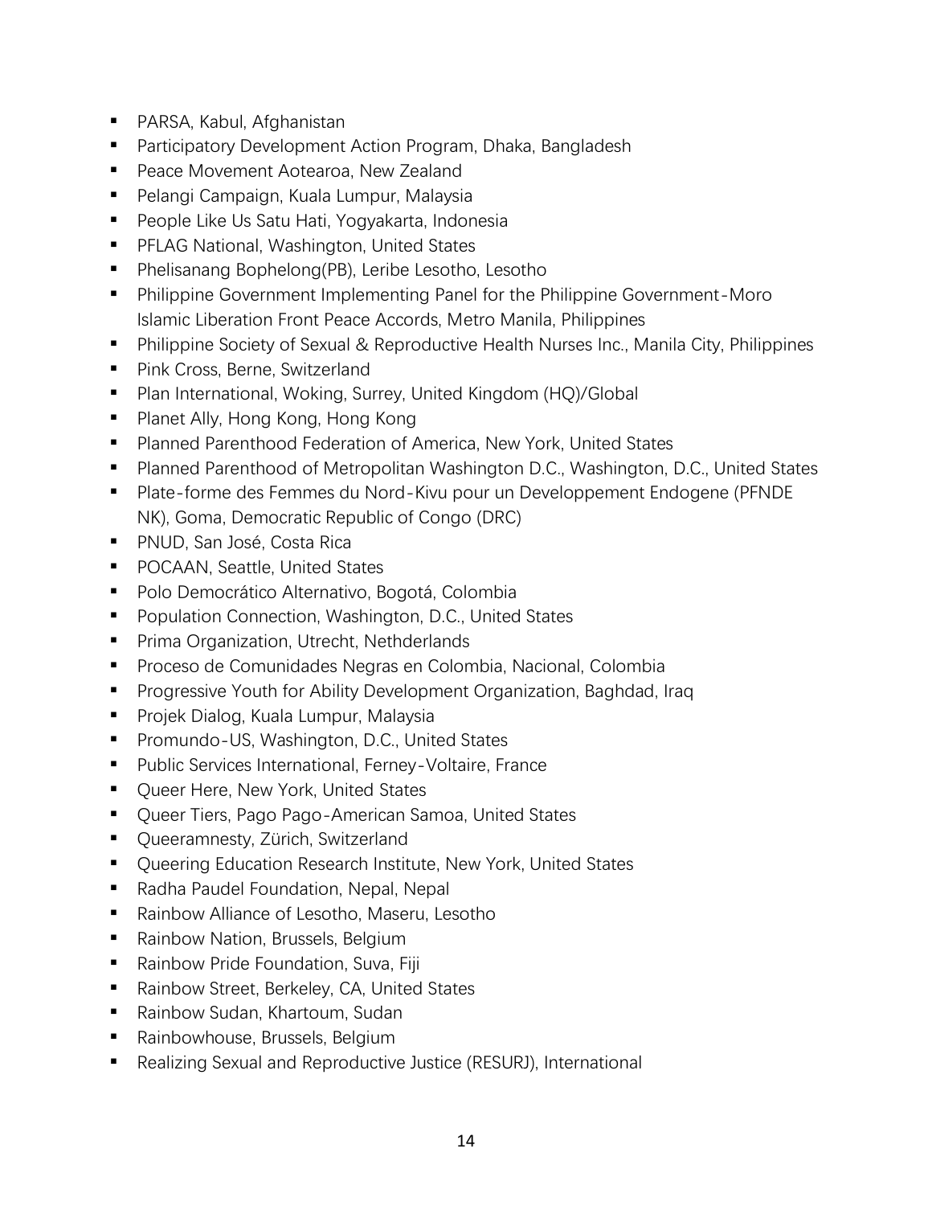- PARSA, Kabul, Afghanistan
- Participatory Development Action Program, Dhaka, Bangladesh
- Peace Movement Aotearoa, New Zealand
- Pelangi Campaign, Kuala Lumpur, Malaysia
- People Like Us Satu Hati, Yogyakarta, Indonesia
- PFLAG National, Washington, United States
- Phelisanang Bophelong(PB), Leribe Lesotho, Lesotho
- Philippine Government Implementing Panel for the Philippine Government-Moro Islamic Liberation Front Peace Accords, Metro Manila, Philippines
- Philippine Society of Sexual & Reproductive Health Nurses Inc., Manila City, Philippines
- Pink Cross, Berne, Switzerland
- Plan International, Woking, Surrey, United Kingdom (HQ)/Global
- Planet Ally, Hong Kong, Hong Kong
- Planned Parenthood Federation of America, New York, United States
- Planned Parenthood of Metropolitan Washington D.C., Washington, D.C., United States
- Plate-forme des Femmes du Nord-Kivu pour un Developpement Endogene (PFNDE NK), Goma, Democratic Republic of Congo (DRC)
- PNUD, San José, Costa Rica
- POCAAN, Seattle, United States
- Polo Democrático Alternativo, Bogotá, Colombia
- Population Connection, Washington, D.C., United States
- Prima Organization, Utrecht, Nethderlands
- Proceso de Comunidades Negras en Colombia, Nacional, Colombia
- Progressive Youth for Ability Development Organization, Baghdad, Iraq
- Projek Dialog, Kuala Lumpur, Malaysia
- Promundo-US, Washington, D.C., United States
- Public Services International, Ferney-Voltaire, France
- Queer Here, New York, United States
- Queer Tiers, Pago Pago-American Samoa, United States
- Queeramnesty, Zürich, Switzerland
- Queering Education Research Institute, New York, United States
- Radha Paudel Foundation, Nepal, Nepal
- Rainbow Alliance of Lesotho, Maseru, Lesotho
- Rainbow Nation, Brussels, Belgium
- Rainbow Pride Foundation, Suva, Fiji
- Rainbow Street, Berkeley, CA, United States
- Rainbow Sudan, Khartoum, Sudan
- Rainbowhouse, Brussels, Belgium
- Realizing Sexual and Reproductive Justice (RESURJ), International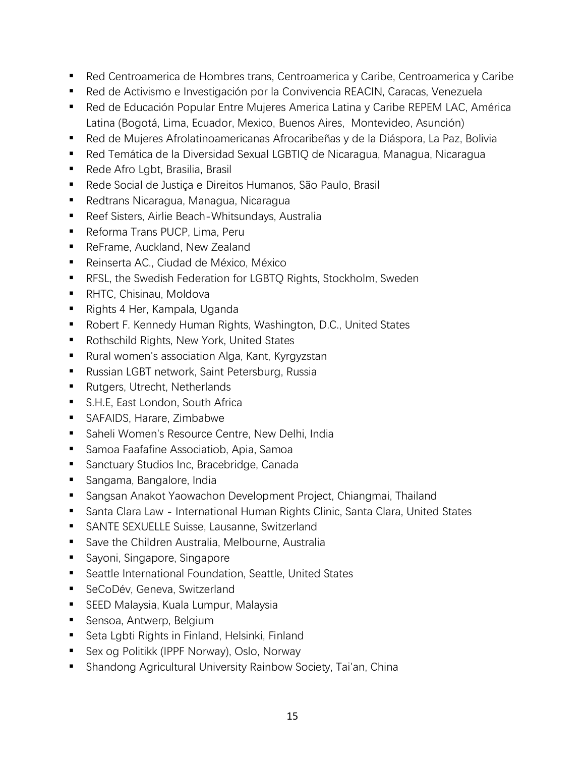- Red Centroamerica de Hombres trans, Centroamerica y Caribe, Centroamerica y Caribe
- Red de Activismo e Investigación por la Convivencia REACIN, Caracas, Venezuela
- Red de Educación Popular Entre Mujeres America Latina y Caribe REPEM LAC, América Latina (Bogotá, Lima, Ecuador, Mexico, Buenos Aires, Montevideo, Asunción)
- Red de Mujeres Afrolatinoamericanas Afrocaribeñas y de la Diáspora, La Paz, Bolivia
- Red Temática de la Diversidad Sexual LGBTIQ de Nicaragua, Managua, Nicaragua
- Rede Afro Lgbt, Brasilia, Brasil
- Rede Social de Justiça e Direitos Humanos, São Paulo, Brasil
- Redtrans Nicaragua, Managua, Nicaragua
- Reef Sisters, Airlie Beach-Whitsundays, Australia
- Reforma Trans PUCP, Lima, Peru
- ReFrame, Auckland, New Zealand
- Reinserta AC., Ciudad de México, México
- RFSL, the Swedish Federation for LGBTQ Rights, Stockholm, Sweden
- RHTC, Chisinau, Moldova
- Rights 4 Her, Kampala, Uganda
- Robert F. Kennedy Human Rights, Washington, D.C., United States
- Rothschild Rights, New York, United States
- Rural women's association Alga, Kant, Kyrgyzstan
- Russian LGBT network, Saint Petersburg, Russia
- Rutgers, Utrecht, Netherlands
- S.H.E, East London, South Africa
- SAFAIDS, Harare, Zimbabwe
- Saheli Women's Resource Centre, New Delhi, India
- Samoa Faafafine Associatiob, Apia, Samoa
- Sanctuary Studios Inc, Bracebridge, Canada
- Sangama, Bangalore, India
- Sangsan Anakot Yaowachon Development Project, Chiangmai, Thailand
- Santa Clara Law - International Human Rights Clinic, Santa Clara, United States
- SANTE SEXUELLE Suisse, Lausanne, Switzerland
- Save the Children Australia, Melbourne, Australia
- Sayoni, Singapore, Singapore
- Seattle International Foundation, Seattle, United States
- SeCoDév, Geneva, Switzerland
- SEED Malaysia, Kuala Lumpur, Malaysia
- Sensoa, Antwerp, Belgium
- Seta Lgbti Rights in Finland, Helsinki, Finland
- Sex og Politikk (IPPF Norway), Oslo, Norway
- Shandong Agricultural University Rainbow Society, Tai'an, China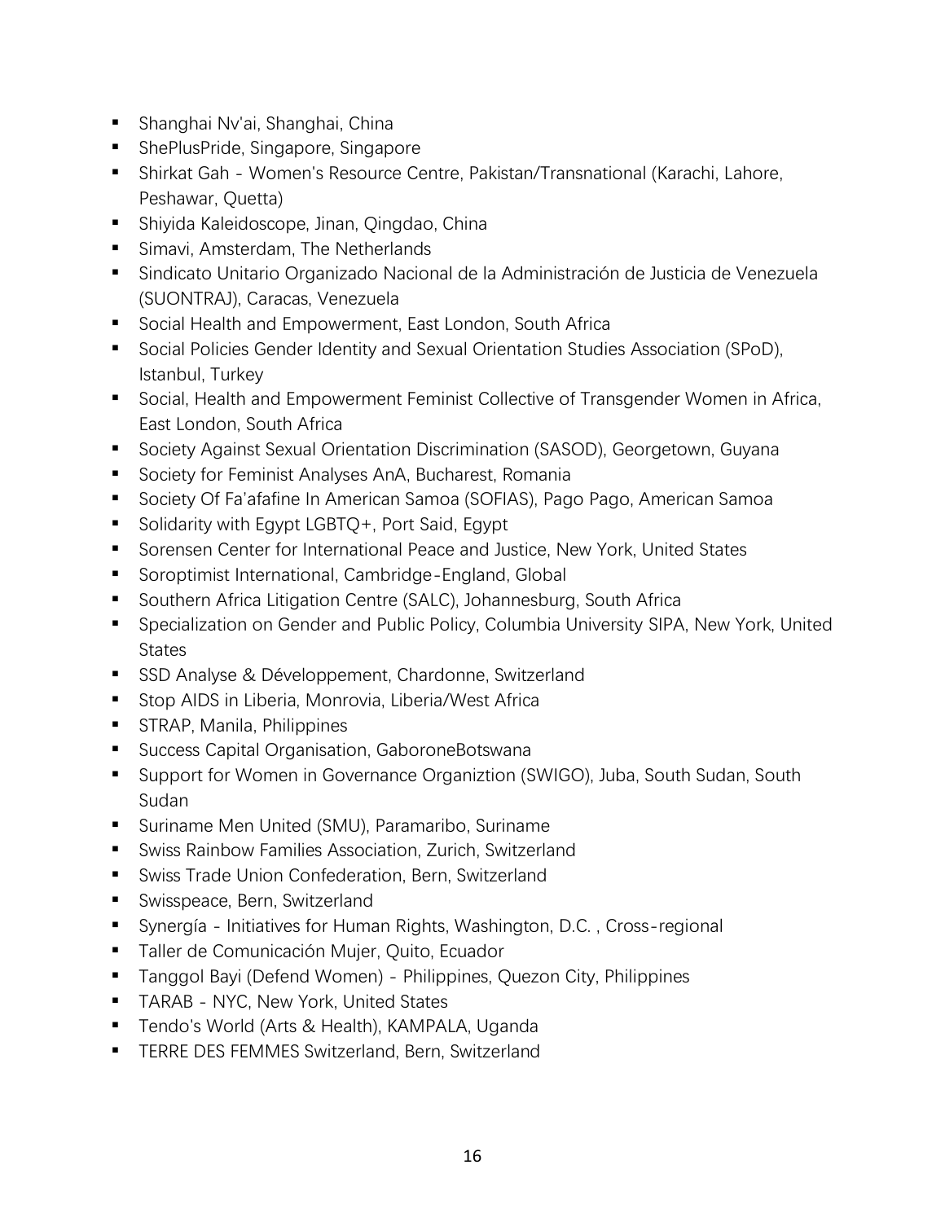- Shanghai Nv'ai, Shanghai, China
- ShePlusPride, Singapore, Singapore
- Shirkat Gah - Women's Resource Centre, Pakistan/Transnational (Karachi, Lahore, Peshawar, Quetta)
- Shiyida Kaleidoscope, Jinan, Qingdao, China
- Simavi, Amsterdam, The Netherlands
- Sindicato Unitario Organizado Nacional de la Administración de Justicia de Venezuela (SUONTRAJ), Caracas, Venezuela
- Social Health and Empowerment, East London, South Africa
- Social Policies Gender Identity and Sexual Orientation Studies Association (SPoD), Istanbul, Turkey
- Social, Health and Empowerment Feminist Collective of Transgender Women in Africa, East London, South Africa
- Society Against Sexual Orientation Discrimination (SASOD), Georgetown, Guyana
- Society for Feminist Analyses AnA, Bucharest, Romania
- Society Of Fa'afafine In American Samoa (SOFIAS), Pago Pago, American Samoa
- Solidarity with Egypt LGBTQ+, Port Said, Egypt
- Sorensen Center for International Peace and Justice, New York, United States
- Soroptimist International, Cambridge-England, Global
- Southern Africa Litigation Centre (SALC), Johannesburg, South Africa
- Specialization on Gender and Public Policy, Columbia University SIPA, New York, United States
- SSD Analyse & Développement, Chardonne, Switzerland
- Stop AIDS in Liberia, Monrovia, Liberia/West Africa
- STRAP, Manila, Philippines
- Success Capital Organisation, GaboroneBotswana
- Support for Women in Governance Organiztion (SWIGO), Juba, South Sudan, South Sudan
- Suriname Men United (SMU), Paramaribo, Suriname
- Swiss Rainbow Families Association, Zurich, Switzerland
- Swiss Trade Union Confederation, Bern, Switzerland
- Swisspeace, Bern, Switzerland
- Synergía - Initiatives for Human Rights, Washington, D.C. , Cross-regional
- Taller de Comunicación Mujer, Quito, Ecuador
- Tanggol Bayi (Defend Women) - Philippines, Quezon City, Philippines
- TARAB - NYC, New York, United States
- Tendo's World (Arts & Health), KAMPALA, Uganda
- TERRE DES FEMMES Switzerland, Bern, Switzerland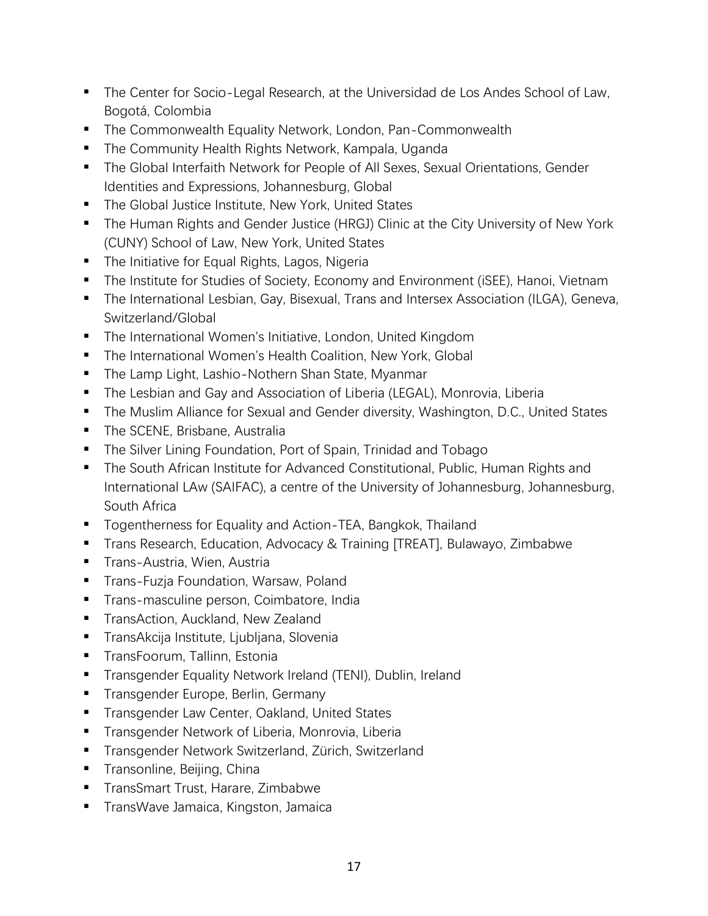- The Center for Socio-Legal Research, at the Universidad de Los Andes School of Law, Bogotá, Colombia
- The Commonwealth Equality Network, London, Pan-Commonwealth
- The Community Health Rights Network, Kampala, Uganda
- The Global Interfaith Network for People of All Sexes, Sexual Orientations, Gender Identities and Expressions, Johannesburg, Global
- The Global Justice Institute, New York, United States
- The Human Rights and Gender Justice (HRGJ) Clinic at the City University of New York (CUNY) School of Law, New York, United States
- The Initiative for Equal Rights, Lagos, Nigeria
- The Institute for Studies of Society, Economy and Environment (iSEE), Hanoi, Vietnam
- The International Lesbian, Gay, Bisexual, Trans and Intersex Association (ILGA), Geneva, Switzerland/Global
- The International Women's Initiative, London, United Kingdom
- The International Women's Health Coalition, New York, Global
- The Lamp Light, Lashio-Nothern Shan State, Myanmar
- The Lesbian and Gay and Association of Liberia (LEGAL), Monrovia, Liberia
- The Muslim Alliance for Sexual and Gender diversity, Washington, D.C., United States
- The SCENE, Brisbane, Australia
- The Silver Lining Foundation, Port of Spain, Trinidad and Tobago
- The South African Institute for Advanced Constitutional, Public, Human Rights and International LAw (SAIFAC), a centre of the University of Johannesburg, Johannesburg, South Africa
- Togentherness for Equality and Action-TEA, Bangkok, Thailand
- Trans Research, Education, Advocacy & Training [TREAT], Bulawayo, Zimbabwe
- Trans-Austria, Wien, Austria
- Trans-Fuzja Foundation, Warsaw, Poland
- Trans-masculine person, Coimbatore, India
- TransAction, Auckland, New Zealand
- TransAkcija Institute, Ljubljana, Slovenia
- TransFoorum, Tallinn, Estonia
- Transgender Equality Network Ireland (TENI), Dublin, Ireland
- Transgender Europe, Berlin, Germany
- Transgender Law Center, Oakland, United States
- Transgender Network of Liberia, Monrovia, Liberia
- Transgender Network Switzerland, Zürich, Switzerland
- Transonline, Beijing, China
- TransSmart Trust, Harare, Zimbabwe
- TransWave Jamaica, Kingston, Jamaica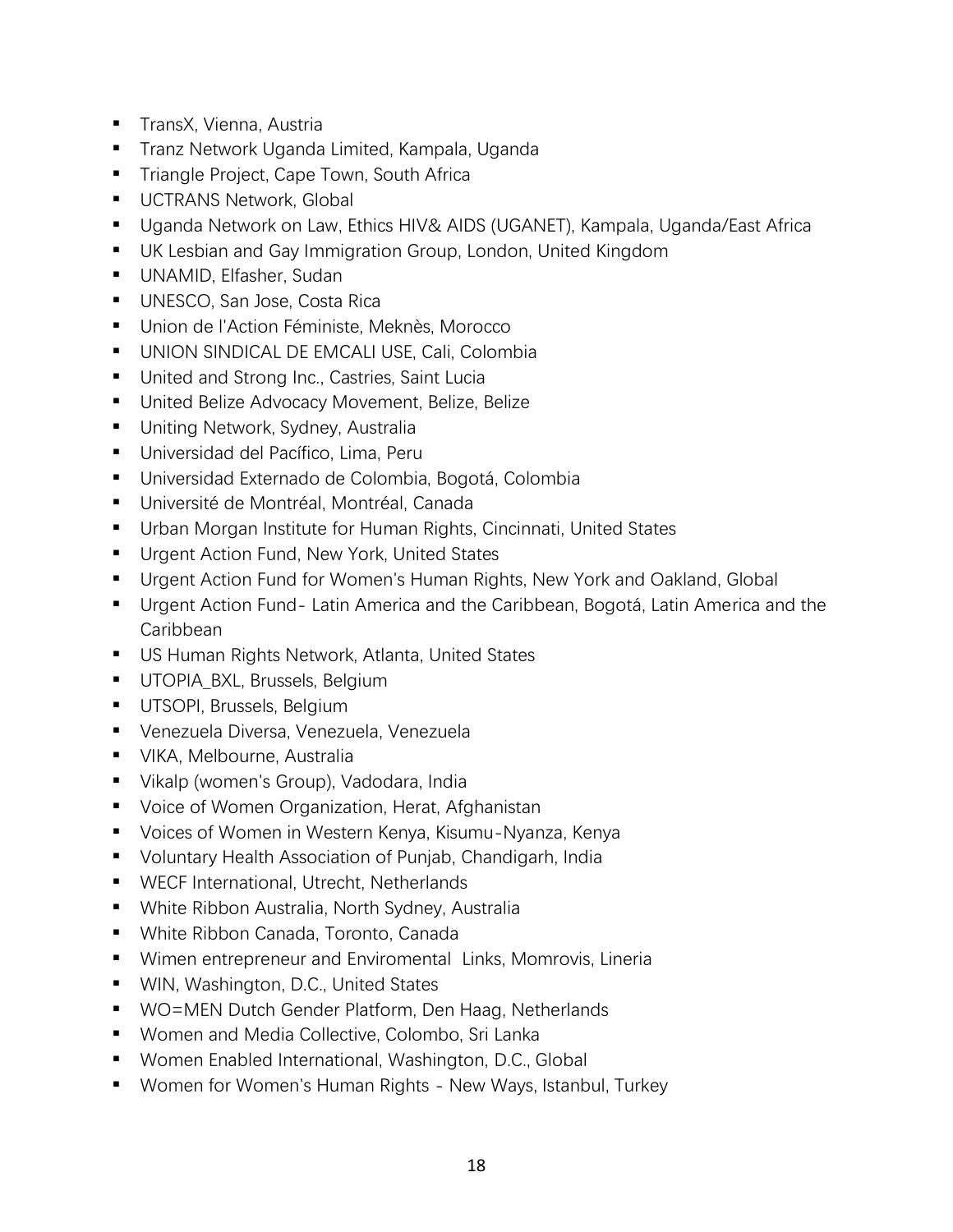- TransX, Vienna, Austria
- Tranz Network Uganda Limited, Kampala, Uganda
- Triangle Project, Cape Town, South Africa
- UCTRANS Network, Global
- Uganda Network on Law, Ethics HIV& AIDS (UGANET), Kampala, Uganda/East Africa
- UK Lesbian and Gay Immigration Group, London, United Kingdom
- UNAMID, Elfasher, Sudan
- UNESCO, San Jose, Costa Rica
- Union de l'Action Féministe, Meknès, Morocco
- UNION SINDICAL DE EMCALI USE, Cali, Colombia
- United and Strong Inc., Castries, Saint Lucia
- United Belize Advocacy Movement, Belize, Belize
- Uniting Network, Sydney, Australia
- Universidad del Pacífico, Lima, Peru
- Universidad Externado de Colombia, Bogotá, Colombia
- Université de Montréal, Montréal, Canada
- Urban Morgan Institute for Human Rights, Cincinnati, United States
- Urgent Action Fund, New York, United States
- Urgent Action Fund for Women's Human Rights, New York and Oakland, Global
- Urgent Action Fund- Latin America and the Caribbean, Bogotá, Latin America and the Caribbean
- US Human Rights Network, Atlanta, United States
- UTOPIA_BXL, Brussels, Belgium
- UTSOPI, Brussels, Belgium
- Venezuela Diversa, Venezuela, Venezuela
- VIKA, Melbourne, Australia
- Vikalp (women's Group), Vadodara, India
- Voice of Women Organization, Herat, Afghanistan
- Voices of Women in Western Kenya, Kisumu-Nyanza, Kenya
- Voluntary Health Association of Punjab, Chandigarh, India
- WECF International, Utrecht, Netherlands
- White Ribbon Australia, North Sydney, Australia
- White Ribbon Canada, Toronto, Canada
- Wimen entrepreneur and Enviromental Links, Momrovis, Lineria
- WIN, Washington, D.C., United States
- WO=MEN Dutch Gender Platform, Den Haag, Netherlands
- Women and Media Collective, Colombo, Sri Lanka
- Women Enabled International, Washington, D.C., Global
- Women for Women's Human Rights - New Ways, Istanbul, Turkey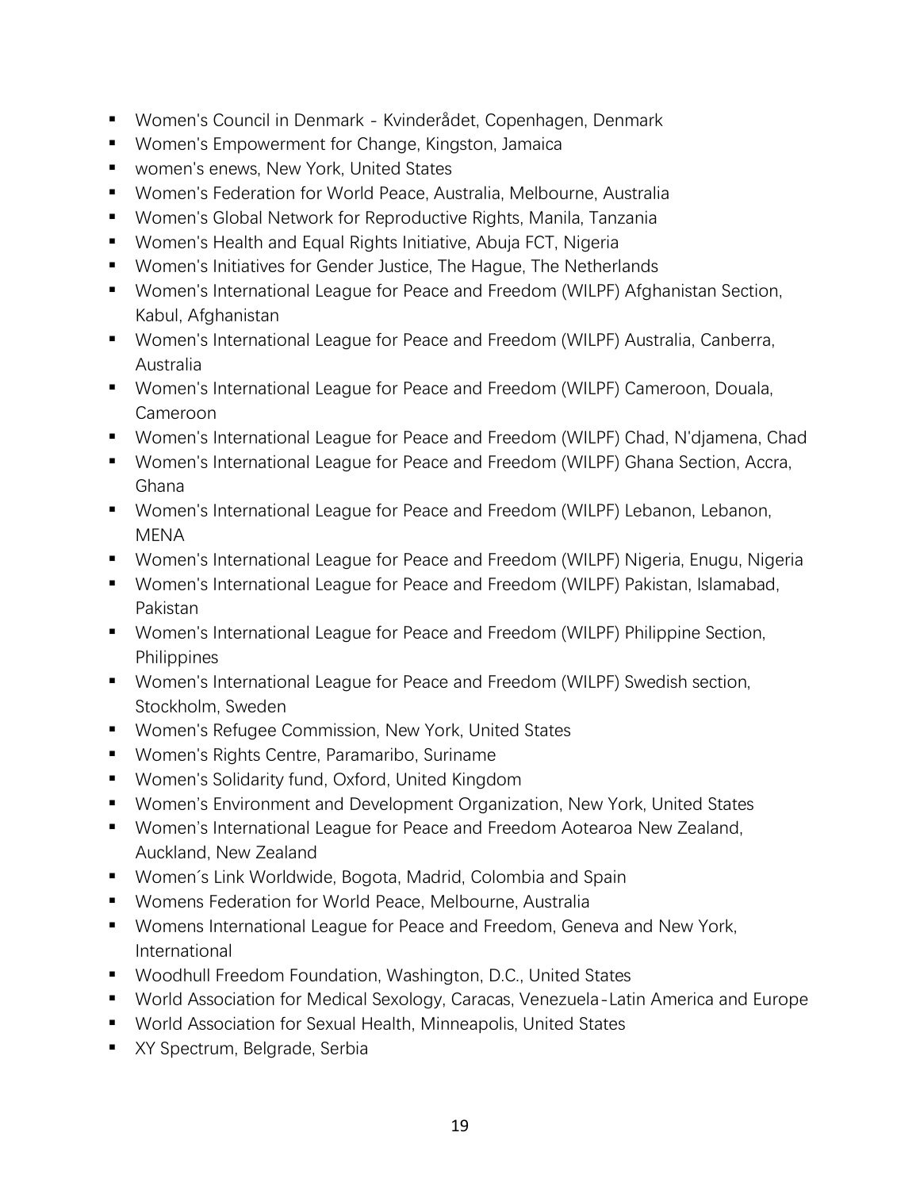- Women's Council in Denmark - Kvinderådet, Copenhagen, Denmark
- Women's Empowerment for Change, Kingston, Jamaica
- women's enews, New York, United States
- Women's Federation for World Peace, Australia, Melbourne, Australia
- Women's Global Network for Reproductive Rights, Manila, Tanzania
- Women's Health and Equal Rights Initiative, Abuja FCT, Nigeria
- Women's Initiatives for Gender Justice, The Hague, The Netherlands
- Women's International League for Peace and Freedom (WILPF) Afghanistan Section, Kabul, Afghanistan
- Women's International League for Peace and Freedom (WILPF) Australia, Canberra, Australia
- Women's International League for Peace and Freedom (WILPF) Cameroon, Douala, Cameroon
- Women's International League for Peace and Freedom (WILPF) Chad, N'djamena, Chad
- Women's International League for Peace and Freedom (WILPF) Ghana Section, Accra, Ghana
- Women's International League for Peace and Freedom (WILPF) Lebanon, Lebanon, MENA
- Women's International League for Peace and Freedom (WILPF) Nigeria, Enugu, Nigeria
- Women's International League for Peace and Freedom (WILPF) Pakistan, Islamabad, Pakistan
- Women's International League for Peace and Freedom (WILPF) Philippine Section, Philippines
- Women's International League for Peace and Freedom (WILPF) Swedish section, Stockholm, Sweden
- Women's Refugee Commission, New York, United States
- Women's Rights Centre, Paramaribo, Suriname
- Women's Solidarity fund, Oxford, United Kingdom
- Women’s Environment and Development Organization, New York, United States
- Women’s International League for Peace and Freedom Aotearoa New Zealand, Auckland, New Zealand
- Women´s Link Worldwide, Bogota, Madrid, Colombia and Spain
- Womens Federation for World Peace, Melbourne, Australia
- Womens International League for Peace and Freedom, Geneva and New York, International
- Woodhull Freedom Foundation, Washington, D.C., United States
- World Association for Medical Sexology, Caracas, Venezuela-Latin America and Europe
- World Association for Sexual Health, Minneapolis, United States
- XY Spectrum, Belgrade, Serbia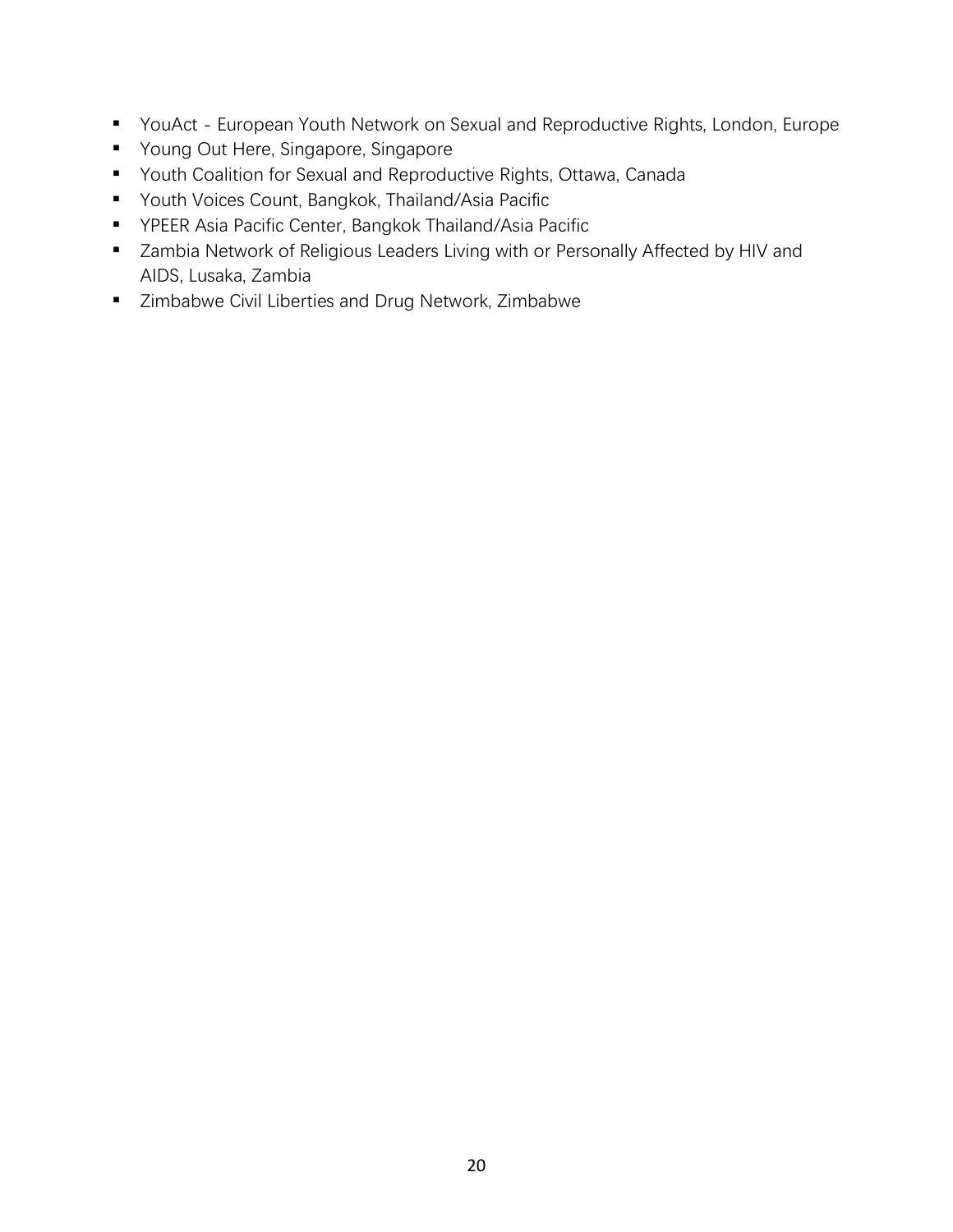- YouAct - European Youth Network on Sexual and Reproductive Rights, London, Europe
- Young Out Here, Singapore, Singapore
- Youth Coalition for Sexual and Reproductive Rights, Ottawa, Canada
- Youth Voices Count, Bangkok, Thailand/Asia Pacific
- YPEER Asia Pacific Center, Bangkok Thailand/Asia Pacific
- Zambia Network of Religious Leaders Living with or Personally Affected by HIV and AIDS, Lusaka, Zambia
- Zimbabwe Civil Liberties and Drug Network, Zimbabwe